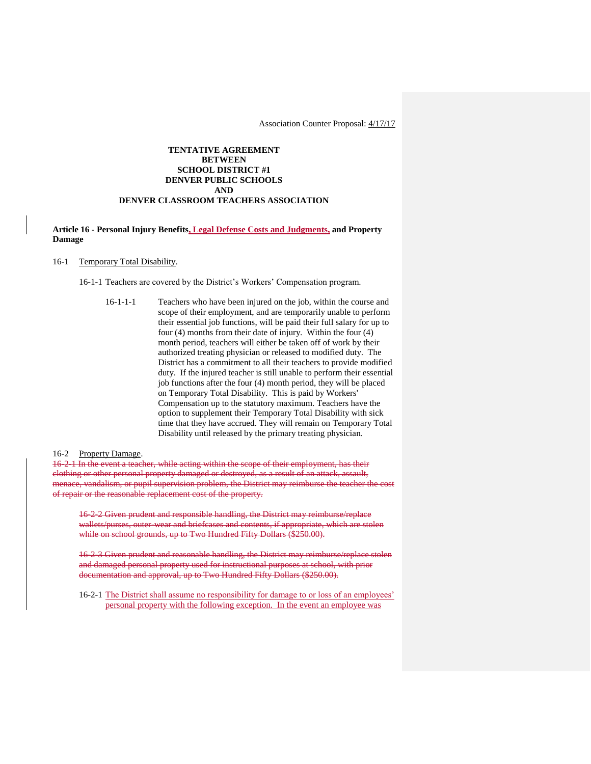Association Counter Proposal: 4/17/17

**TENTATIVE AGREEMENT**
**BETWEEN**
**SCHOOL DISTRICT #1**
**DENVER PUBLIC SCHOOLS**
**AND**
**DENVER CLASSROOM TEACHERS ASSOCIATION**

**Article 16 - Personal Injury Benefits, Legal Defense Costs and Judgments, and Property Damage**

16-1 Temporary Total Disability.

16-1-1 Teachers are covered by the District's Workers' Compensation program.

16-1-1-1 Teachers who have been injured on the job, within the course and scope of their employment, and are temporarily unable to perform their essential job functions, will be paid their full salary for up to four (4) months from their date of injury. Within the four (4) month period, teachers will either be taken off of work by their authorized treating physician or released to modified duty. The District has a commitment to all their teachers to provide modified duty. If the injured teacher is still unable to perform their essential job functions after the four (4) month period, they will be placed on Temporary Total Disability. This is paid by Workers' Compensation up to the statutory maximum. Teachers have the option to supplement their Temporary Total Disability with sick time that they have accrued. They will remain on Temporary Total Disability until released by the primary treating physician.

16-2 Property Damage.

~~16-2-1 In the event a teacher, while acting within the scope of their employment, has their clothing or other personal property damaged or destroyed, as a result of an attack, assault, menace, vandalism, or pupil supervision problem, the District may reimburse the teacher the cost of repair or the reasonable replacement cost of the property.~~

~~16-2-2 Given prudent and responsible handling, the District may reimburse/replace wallets/purses, outer-wear and briefcases and contents, if appropriate, which are stolen while on school grounds, up to Two Hundred Fifty Dollars ($250.00).~~

~~16-2-3 Given prudent and reasonable handling, the District may reimburse/replace stolen and damaged personal property used for instructional purposes at school, with prior documentation and approval, up to Two Hundred Fifty Dollars ($250.00).~~

16-2-1 The District shall assume no responsibility for damage to or loss of an employees' personal property with the following exception. In the event an employee was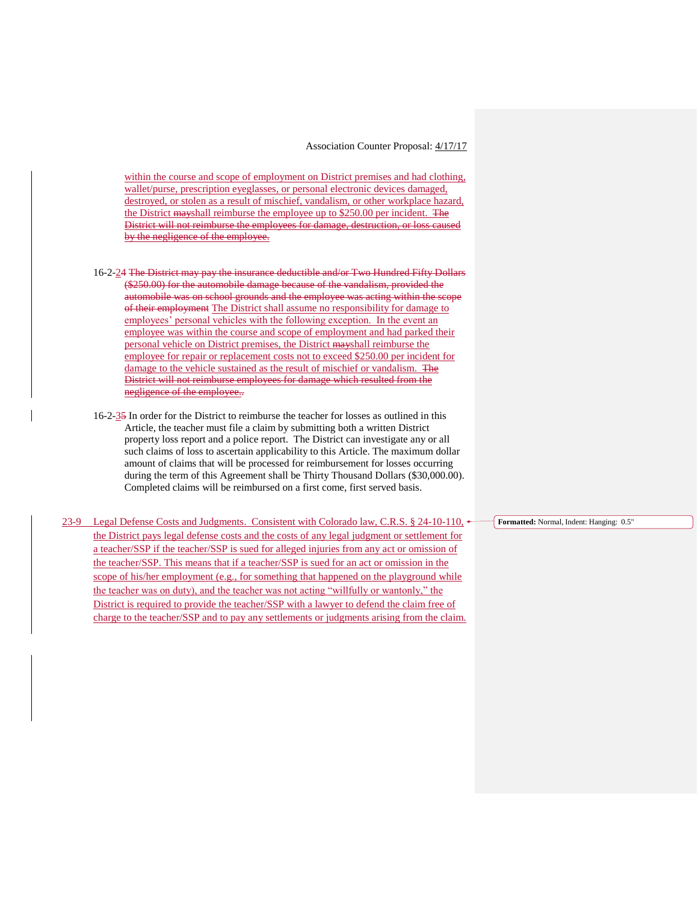within the course and scope of employment on District premises and had clothing, wallet/purse, prescription eyeglasses, or personal electronic devices damaged, destroyed, or stolen as a result of mischief, vandalism, or other workplace hazard, the District ~~may~~shall reimburse the employee up to $250.00 per incident. ~~The District will not reimburse the employees for damage, destruction, or loss caused by the negligence of the employee.~~

16-2-~~2~~4 ~~The District may pay the insurance deductible and/or Two Hundred Fifty Dollars ($250.00) for the automobile damage because of the vandalism, provided the automobile was on school grounds and the employee was acting within the scope of their employment~~ The District shall assume no responsibility for damage to employees' personal vehicles with the following exception. In the event an employee was within the course and scope of employment and had parked their personal vehicle on District premises, the District ~~may~~shall reimburse the employee for repair or replacement costs not to exceed $250.00 per incident for damage to the vehicle sustained as the result of mischief or vandalism. ~~The District will not reimburse employees for damage which resulted from the negligence of the employee.~~.

16-2-~~3~~5 In order for the District to reimburse the teacher for losses as outlined in this Article, the teacher must file a claim by submitting both a written District property loss report and a police report. The District can investigate any or all such claims of loss to ascertain applicability to this Article. The maximum dollar amount of claims that will be processed for reimbursement for losses occurring during the term of this Agreement shall be Thirty Thousand Dollars ($30,000.00). Completed claims will be reimbursed on a first come, first served basis.

23-9 Legal Defense Costs and Judgments. Consistent with Colorado law, C.R.S. § 24-10-110, the District pays legal defense costs and the costs of any legal judgment or settlement for a teacher/SSP if the teacher/SSP is sued for alleged injuries from any act or omission of the teacher/SSP. This means that if a teacher/SSP is sued for an act or omission in the scope of his/her employment (e.g., for something that happened on the playground while the teacher was on duty), and the teacher was not acting "willfully or wantonly," the District is required to provide the teacher/SSP with a lawyer to defend the claim free of charge to the teacher/SSP and to pay any settlements or judgments arising from the claim.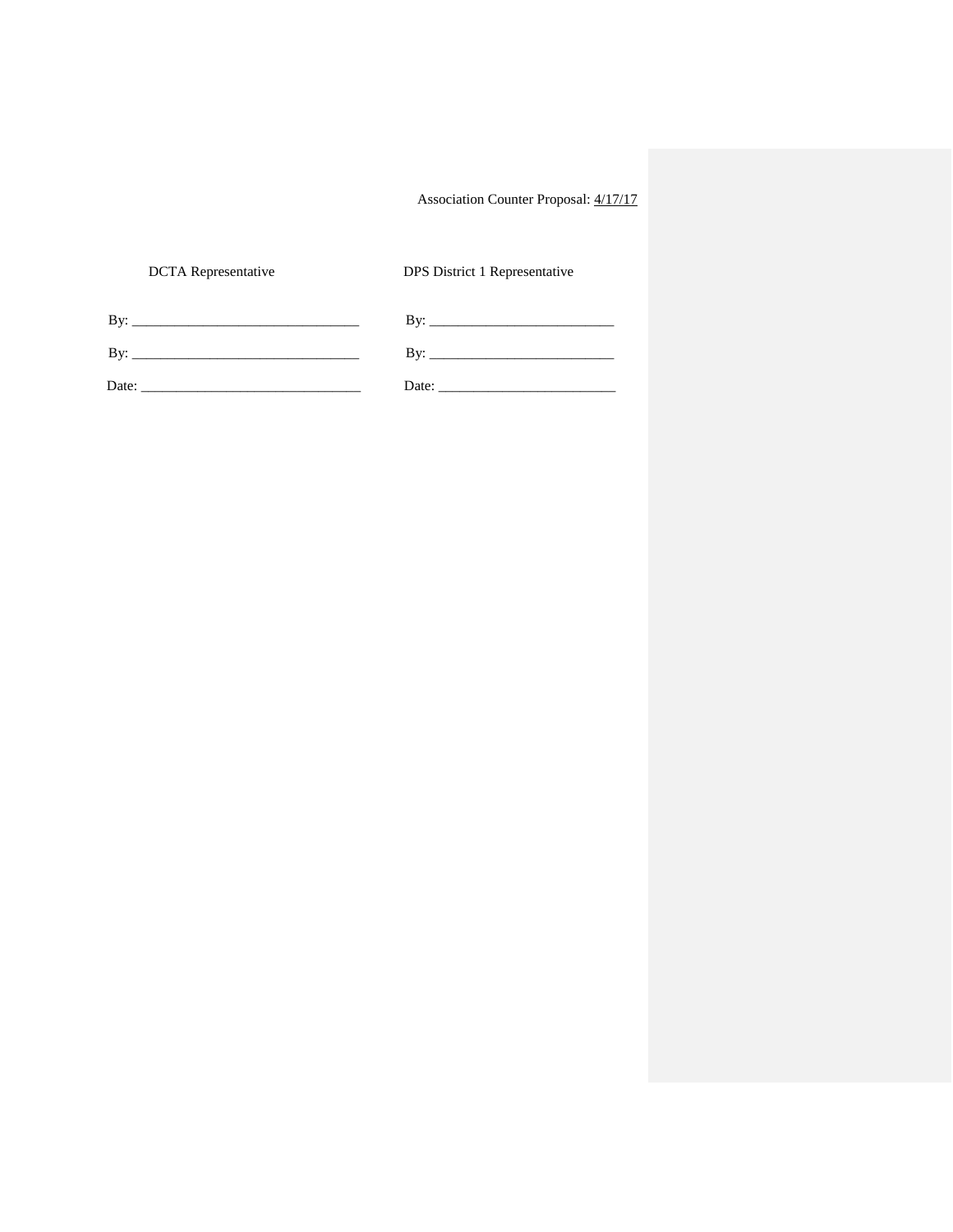Association Counter Proposal: 4/17/17

| DCTA Representative | DPS District 1 Representative |
| --- | --- |
| By: ________________________________ | By: __________________________ |
| By: ________________________________ | By: __________________________ |
| Date: _______________________________ | Date: _________________________ |